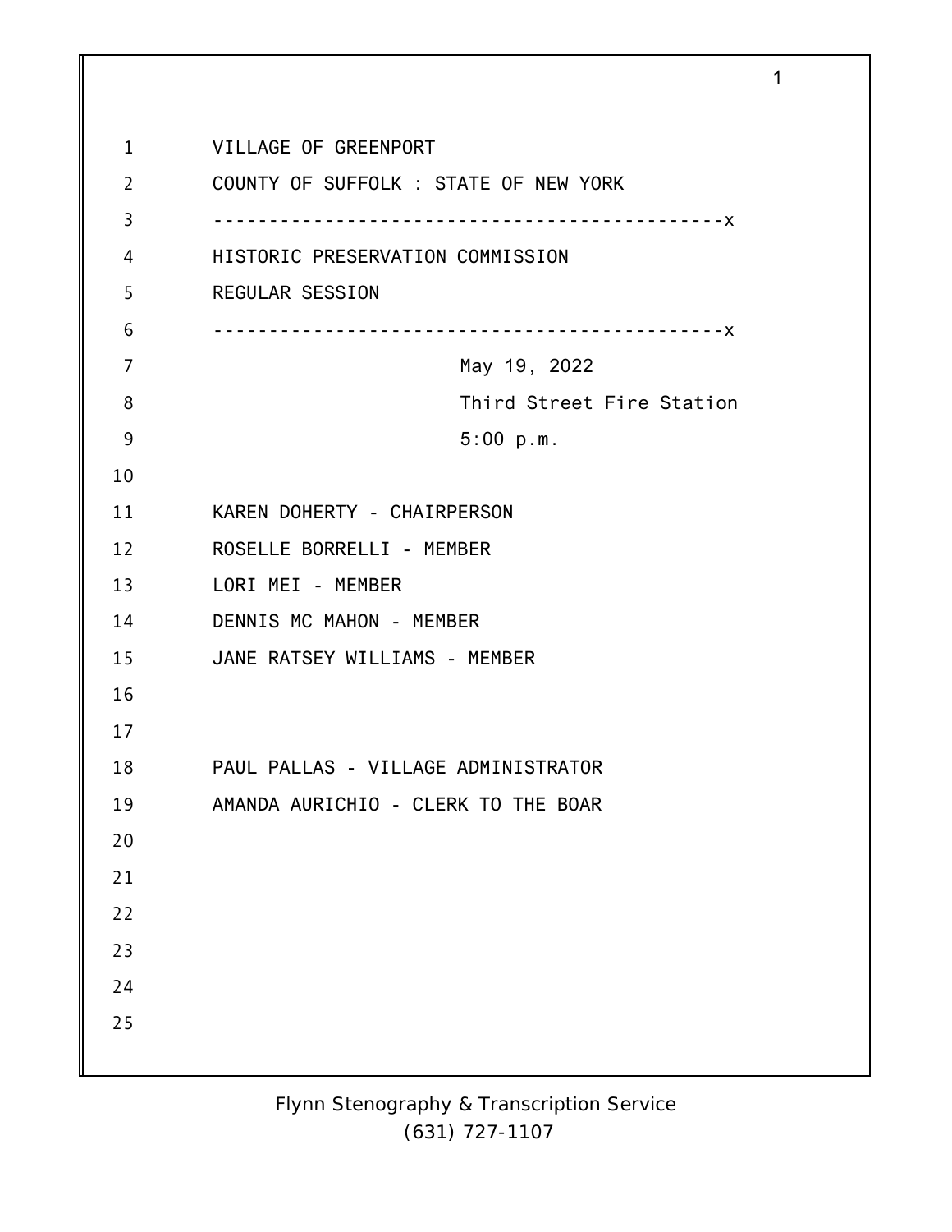VILLAGE OF GREENPORT

COUNTY OF SUFFOLK : STATE OF NEW YORK

---

HISTORIC PRESERVATION COMMISSION

REGULAR SESSION

---

May 19, 2022

Third Street Fire Station

5:00 p.m.

KAREN DOHERTY - CHAIRPERSON

ROSELLE BORRELLI - MEMBER

LORI MEI - MEMBER

DENNIS MC MAHON - MEMBER

JANE RATSEY WILLIAMS - MEMBER

PAUL PALLAS - VILLAGE ADMINISTRATOR

AMANDA AURICHIO - CLERK TO THE BOAR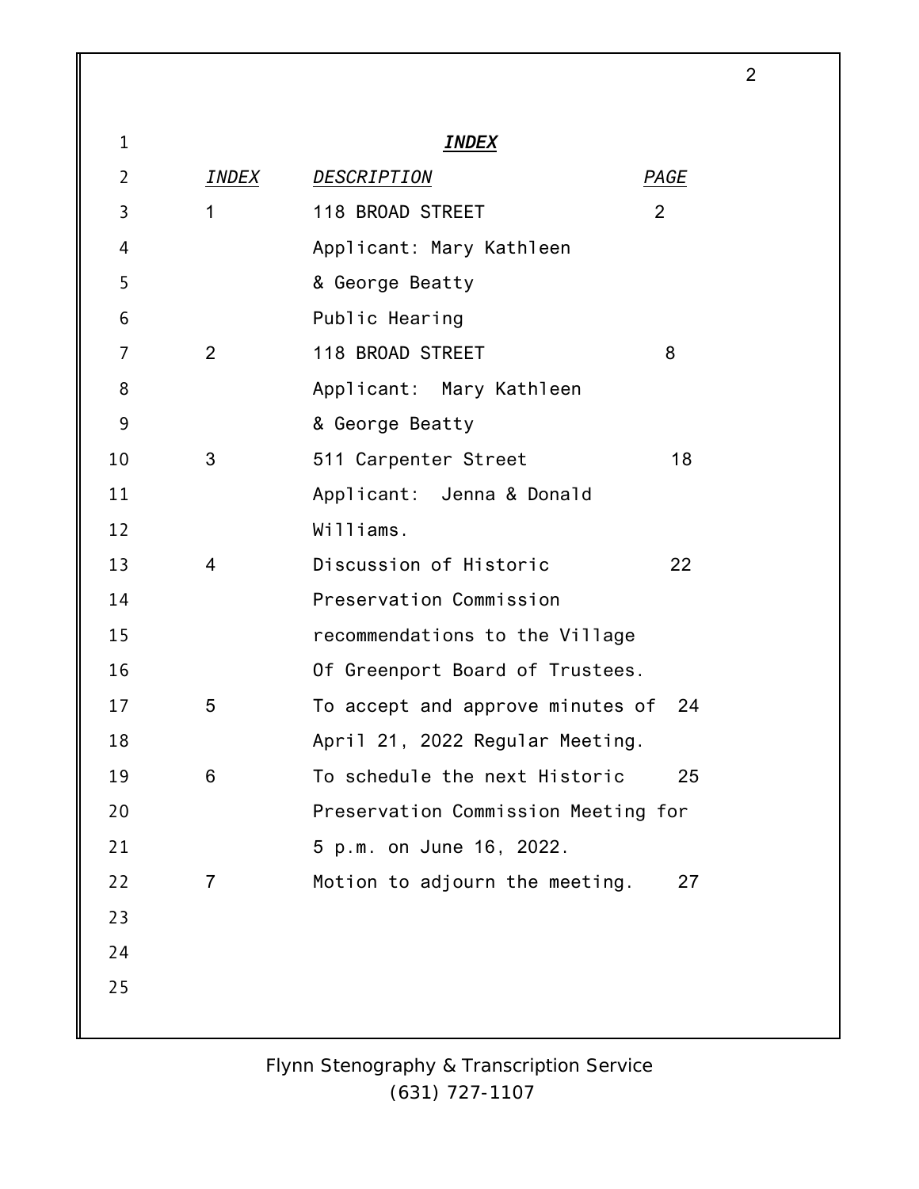# *INDEX*

| *INDEX* | *DESCRIPTION* | *PAGE* |
|---|---|---|
| 1 | 118 BROAD STREET<br>Applicant: Mary Kathleen & George Beatty<br>Public Hearing | 2 |
| 2 | 118 BROAD STREET<br>Applicant: Mary Kathleen & George Beatty | 8 |
| 3 | 511 Carpenter Street<br>Applicant: Jenna & Donald Williams. | 18 |
| 4 | Discussion of Historic Preservation Commission recommendations to the Village Of Greenport Board of Trustees. | 22 |
| 5 | To accept and approve minutes of April 21, 2022 Regular Meeting. | 24 |
| 6 | To schedule the next Historic Preservation Commission Meeting for 5 p.m. on June 16, 2022. | 25 |
| 7 | Motion to adjourn the meeting. | 27 |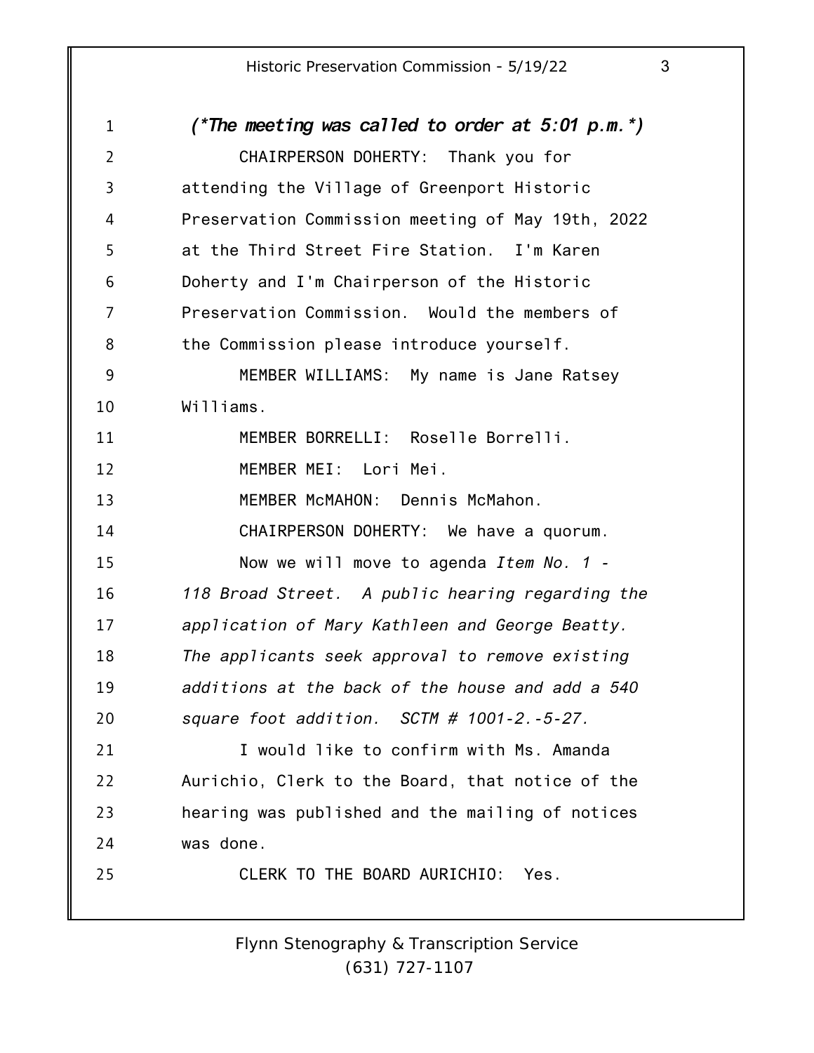*(\*The meeting was called to order at 5:01 p.m.\*)*

CHAIRPERSON DOHERTY: Thank you for attending the Village of Greenport Historic Preservation Commission meeting of May 19th, 2022 at the Third Street Fire Station. I'm Karen Doherty and I'm Chairperson of the Historic Preservation Commission. Would the members of the Commission please introduce yourself.

MEMBER WILLIAMS: My name is Jane Ratsey Williams.

MEMBER BORRELLI: Roselle Borrelli.

MEMBER MEI: Lori Mei.

MEMBER McMAHON: Dennis McMahon.

CHAIRPERSON DOHERTY: We have a quorum.

Now we will move to agenda *Item No. 1 - 118 Broad Street. A public hearing regarding the application of Mary Kathleen and George Beatty. The applicants seek approval to remove existing additions at the back of the house and add a 540 square foot addition. SCTM # 1001-2.-5-27.*

I would like to confirm with Ms. Amanda Aurichio, Clerk to the Board, that notice of the hearing was published and the mailing of notices was done.

CLERK TO THE BOARD AURICHIO: Yes.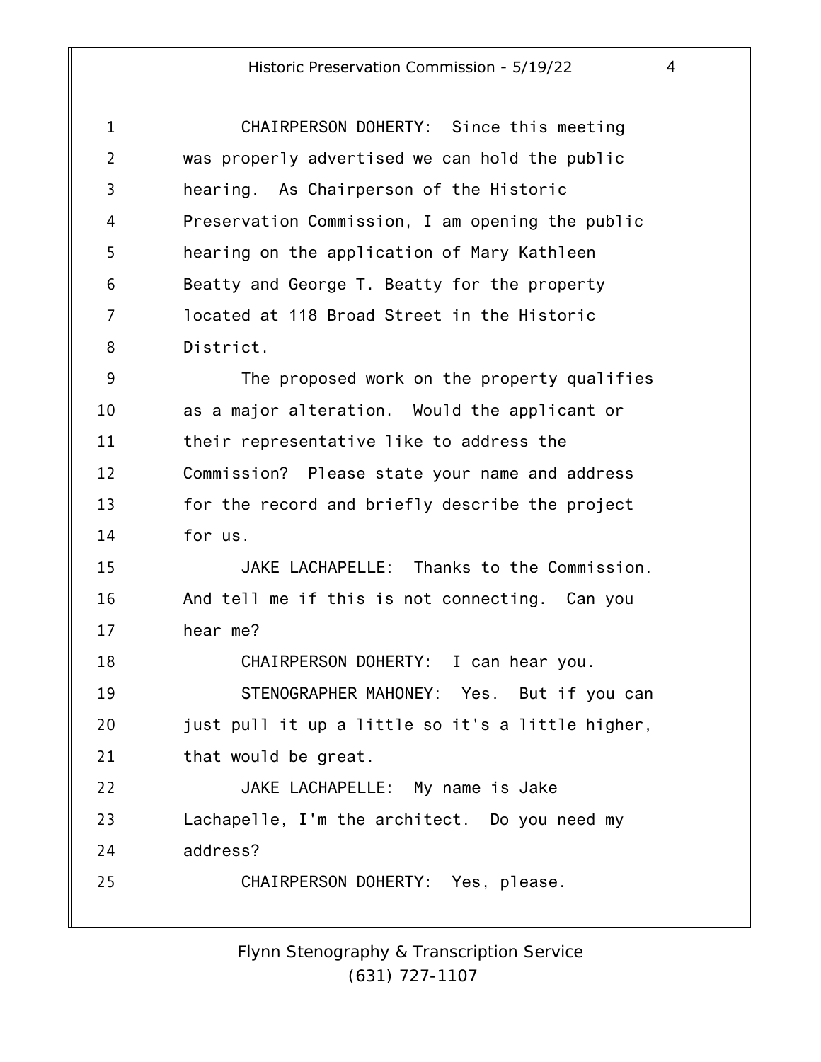CHAIRPERSON DOHERTY: Since this meeting was properly advertised we can hold the public hearing. As Chairperson of the Historic Preservation Commission, I am opening the public hearing on the application of Mary Kathleen Beatty and George T. Beatty for the property located at 118 Broad Street in the Historic District.

The proposed work on the property qualifies as a major alteration. Would the applicant or their representative like to address the Commission? Please state your name and address for the record and briefly describe the project for us.

JAKE LACHAPELLE: Thanks to the Commission. And tell me if this is not connecting. Can you hear me?

CHAIRPERSON DOHERTY: I can hear you.

STENOGRAPHER MAHONEY: Yes. But if you can just pull it up a little so it's a little higher, that would be great.

JAKE LACHAPELLE: My name is Jake Lachapelle, I'm the architect. Do you need my address?

CHAIRPERSON DOHERTY: Yes, please.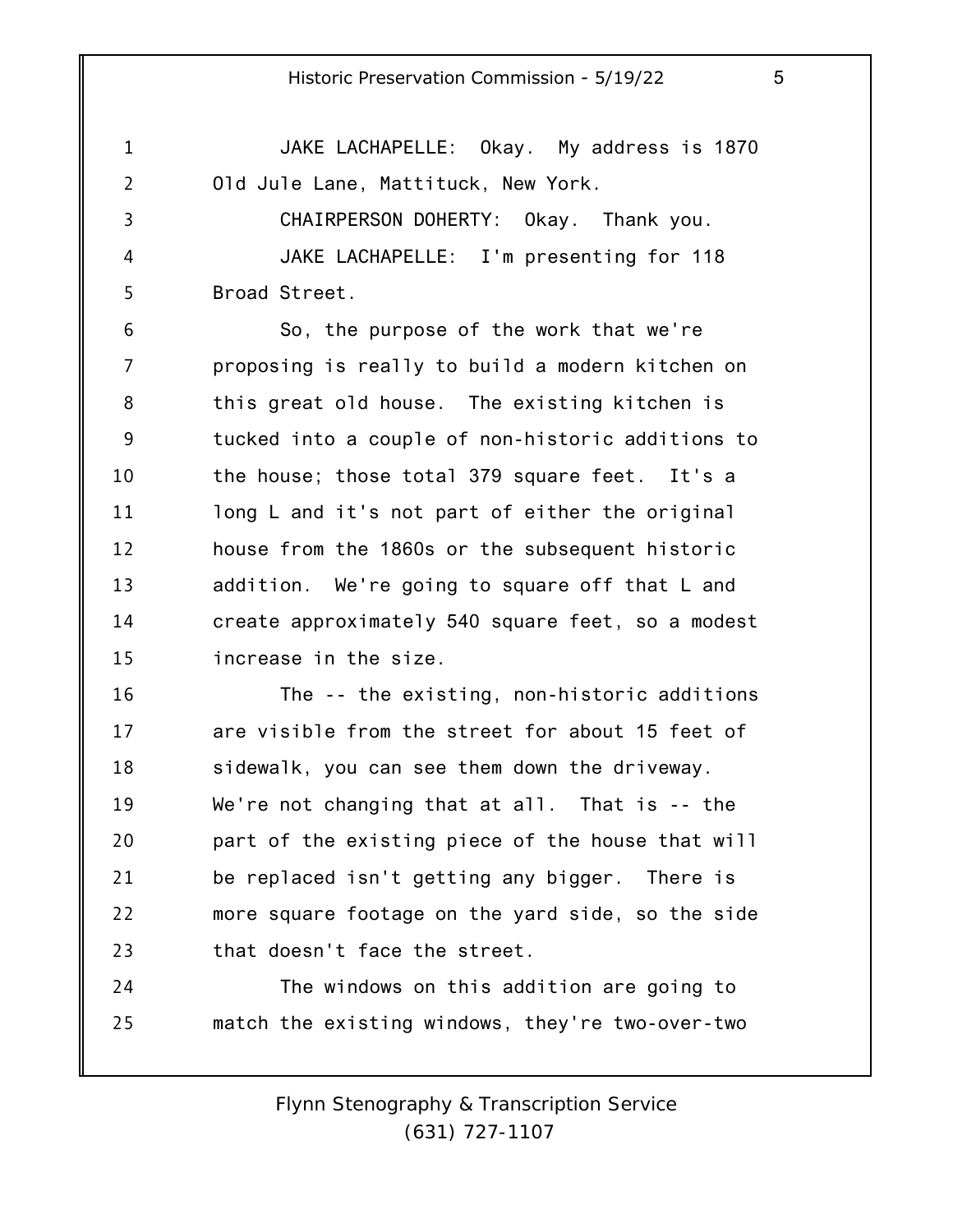JAKE LACHAPELLE: Okay. My address is 1870 Old Jule Lane, Mattituck, New York.

CHAIRPERSON DOHERTY: Okay. Thank you.

JAKE LACHAPELLE: I'm presenting for 118 Broad Street.

So, the purpose of the work that we're proposing is really to build a modern kitchen on this great old house. The existing kitchen is tucked into a couple of non-historic additions to the house; those total 379 square feet. It's a long L and it's not part of either the original house from the 1860s or the subsequent historic addition. We're going to square off that L and create approximately 540 square feet, so a modest increase in the size.

The -- the existing, non-historic additions are visible from the street for about 15 feet of sidewalk, you can see them down the driveway. We're not changing that at all. That is -- the part of the existing piece of the house that will be replaced isn't getting any bigger. There is more square footage on the yard side, so the side that doesn't face the street.

The windows on this addition are going to match the existing windows, they're two-over-two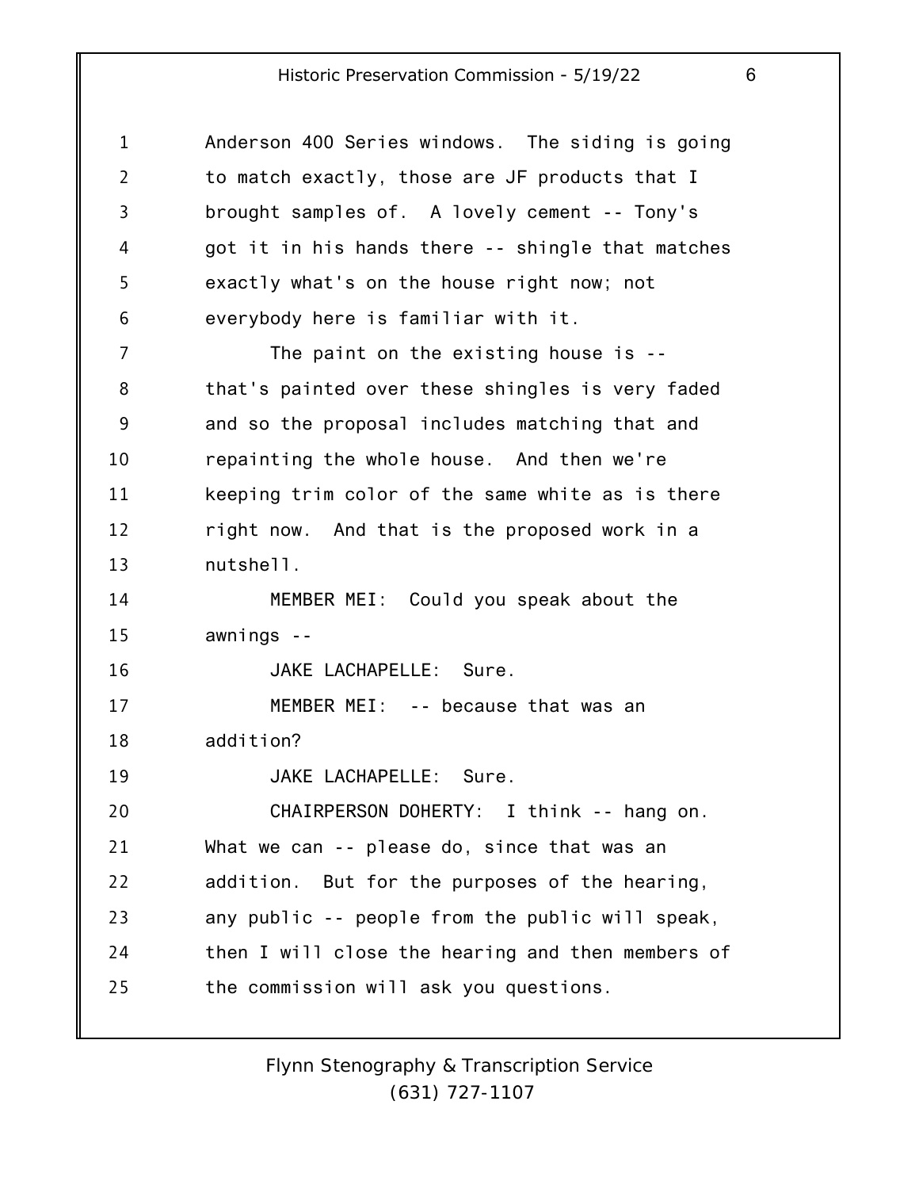Anderson 400 Series windows. The siding is going to match exactly, those are JF products that I brought samples of. A lovely cement -- Tony's got it in his hands there -- shingle that matches exactly what's on the house right now; not everybody here is familiar with it.

The paint on the existing house is -- that's painted over these shingles is very faded and so the proposal includes matching that and repainting the whole house. And then we're keeping trim color of the same white as is there right now. And that is the proposed work in a nutshell.

MEMBER MEI: Could you speak about the awnings --

JAKE LACHAPELLE: Sure.

MEMBER MEI: -- because that was an addition?

JAKE LACHAPELLE: Sure.

CHAIRPERSON DOHERTY: I think -- hang on. What we can -- please do, since that was an addition. But for the purposes of the hearing, any public -- people from the public will speak, then I will close the hearing and then members of the commission will ask you questions.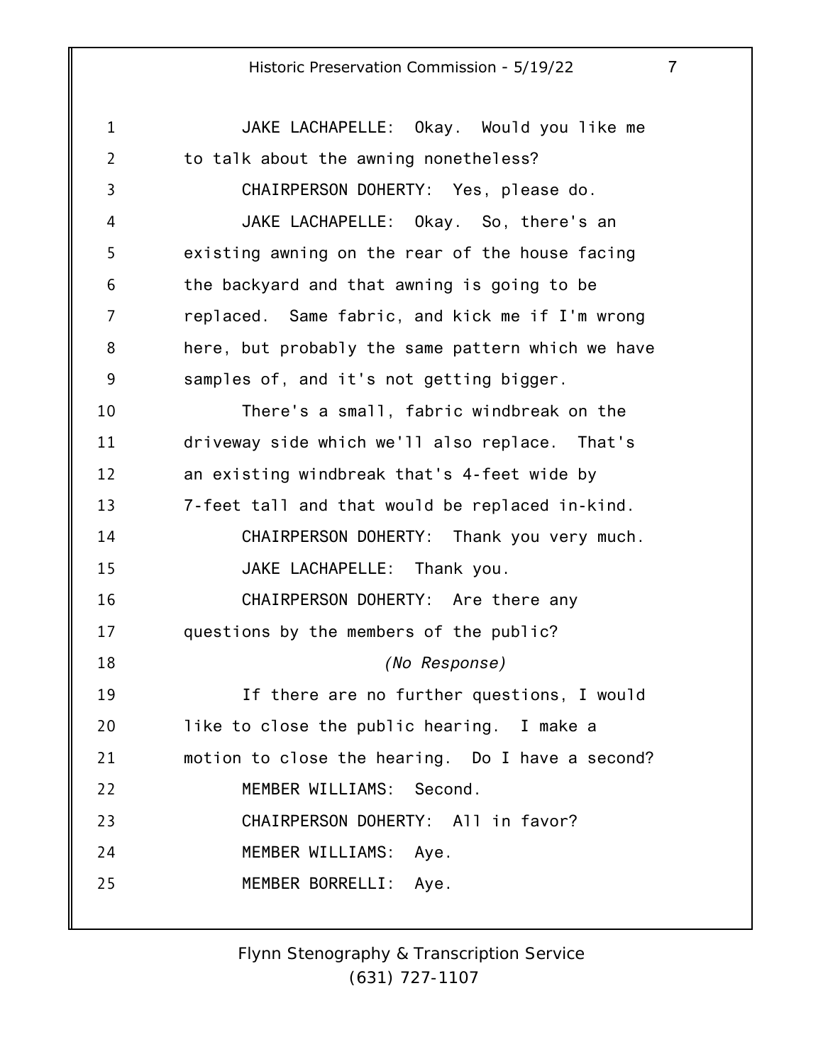JAKE LACHAPELLE: Okay. Would you like me to talk about the awning nonetheless?

CHAIRPERSON DOHERTY: Yes, please do.

JAKE LACHAPELLE: Okay. So, there's an existing awning on the rear of the house facing the backyard and that awning is going to be replaced. Same fabric, and kick me if I'm wrong here, but probably the same pattern which we have samples of, and it's not getting bigger.

There's a small, fabric windbreak on the driveway side which we'll also replace. That's an existing windbreak that's 4-feet wide by 7-feet tall and that would be replaced in-kind.

CHAIRPERSON DOHERTY: Thank you very much.

JAKE LACHAPELLE: Thank you.

CHAIRPERSON DOHERTY: Are there any questions by the members of the public?

*(No Response)*

If there are no further questions, I would like to close the public hearing. I make a motion to close the hearing. Do I have a second?

MEMBER WILLIAMS: Second.

CHAIRPERSON DOHERTY: All in favor?

MEMBER WILLIAMS: Aye.

MEMBER BORRELLI: Aye.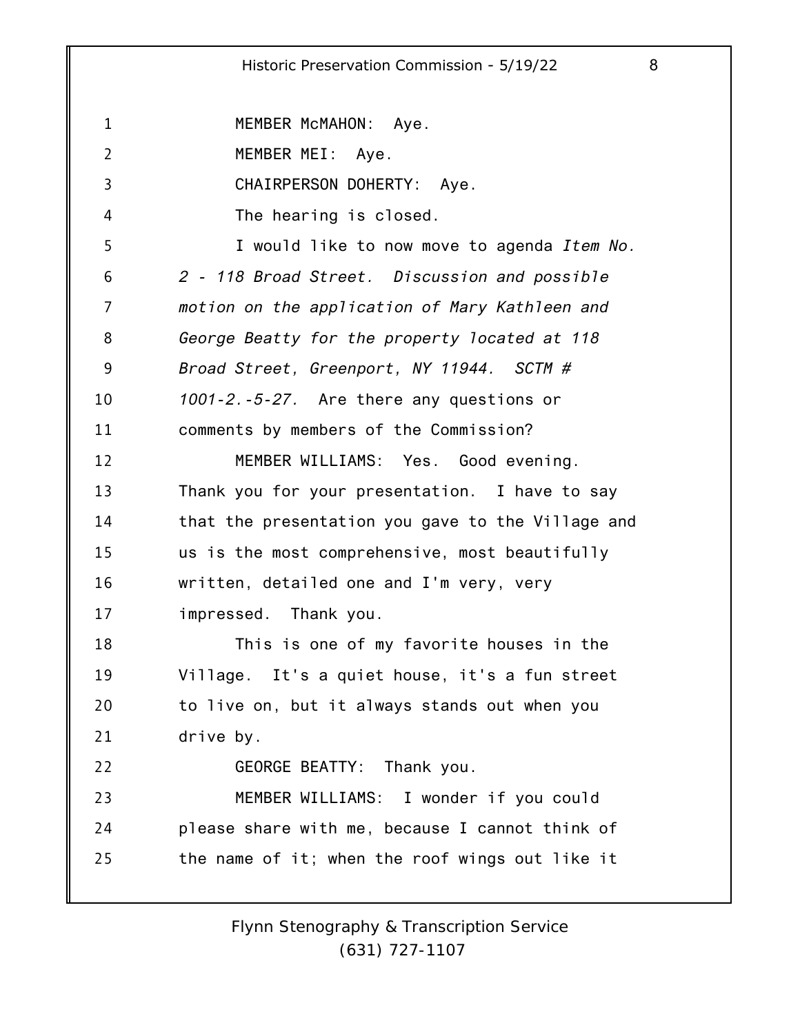MEMBER McMAHON: Aye.

MEMBER MEI: Aye.

CHAIRPERSON DOHERTY: Aye.

The hearing is closed.

I would like to now move to agenda *Item No. 2 - 118 Broad Street. Discussion and possible motion on the application of Mary Kathleen and George Beatty for the property located at 118 Broad Street, Greenport, NY 11944. SCTM # 1001-2.-5-27.* Are there any questions or comments by members of the Commission?

MEMBER WILLIAMS: Yes. Good evening. Thank you for your presentation. I have to say that the presentation you gave to the Village and us is the most comprehensive, most beautifully written, detailed one and I'm very, very impressed. Thank you.

This is one of my favorite houses in the Village. It's a quiet house, it's a fun street to live on, but it always stands out when you drive by.

GEORGE BEATTY: Thank you.

MEMBER WILLIAMS: I wonder if you could please share with me, because I cannot think of the name of it; when the roof wings out like it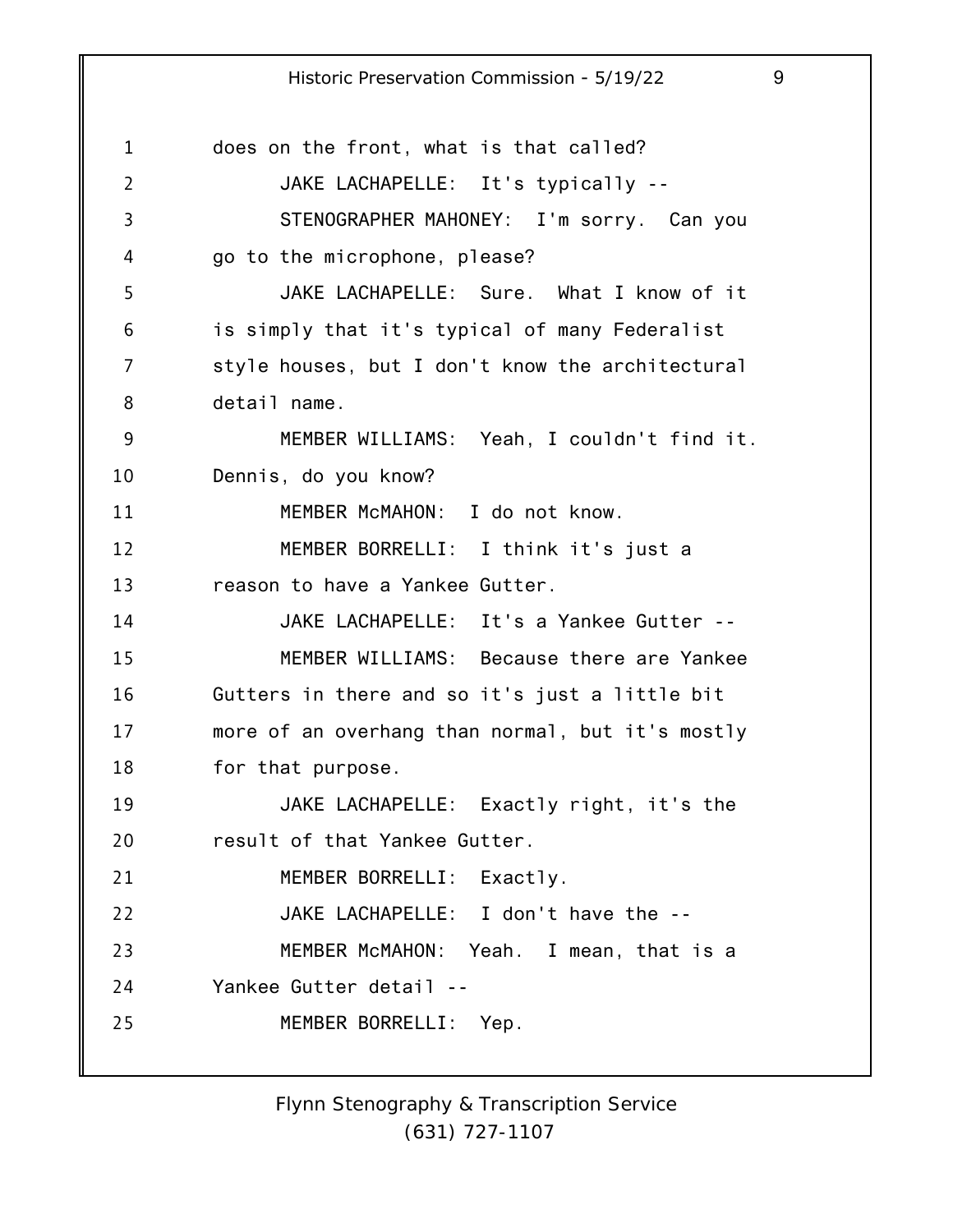does on the front, what is that called?

JAKE LACHAPELLE: It's typically --

STENOGRAPHER MAHONEY: I'm sorry. Can you go to the microphone, please?

JAKE LACHAPELLE: Sure. What I know of it is simply that it's typical of many Federalist style houses, but I don't know the architectural detail name.

MEMBER WILLIAMS: Yeah, I couldn't find it. Dennis, do you know?

MEMBER McMAHON: I do not know.

MEMBER BORRELLI: I think it's just a reason to have a Yankee Gutter.

JAKE LACHAPELLE: It's a Yankee Gutter --

MEMBER WILLIAMS: Because there are Yankee Gutters in there and so it's just a little bit more of an overhang than normal, but it's mostly for that purpose.

JAKE LACHAPELLE: Exactly right, it's the result of that Yankee Gutter.

MEMBER BORRELLI: Exactly.

JAKE LACHAPELLE: I don't have the --

MEMBER McMAHON: Yeah. I mean, that is a Yankee Gutter detail --

MEMBER BORRELLI: Yep.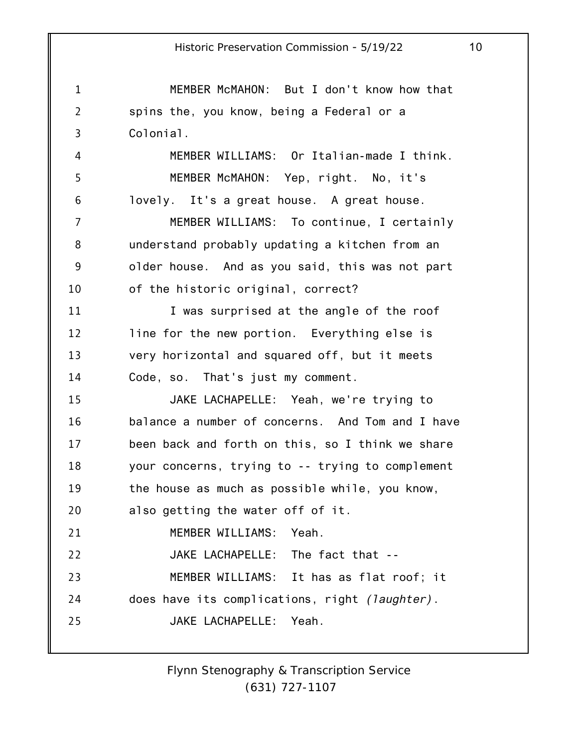MEMBER McMAHON: But I don't know how that spins the, you know, being a Federal or a Colonial.

MEMBER WILLIAMS: Or Italian-made I think.

MEMBER McMAHON: Yep, right. No, it's lovely. It's a great house. A great house.

MEMBER WILLIAMS: To continue, I certainly understand probably updating a kitchen from an older house. And as you said, this was not part of the historic original, correct?

I was surprised at the angle of the roof line for the new portion. Everything else is very horizontal and squared off, but it meets Code, so. That's just my comment.

JAKE LACHAPELLE: Yeah, we're trying to balance a number of concerns. And Tom and I have been back and forth on this, so I think we share your concerns, trying to -- trying to complement the house as much as possible while, you know, also getting the water off of it.

MEMBER WILLIAMS: Yeah.

JAKE LACHAPELLE: The fact that --

MEMBER WILLIAMS: It has as flat roof; it does have its complications, right *(laughter)*.

JAKE LACHAPELLE: Yeah.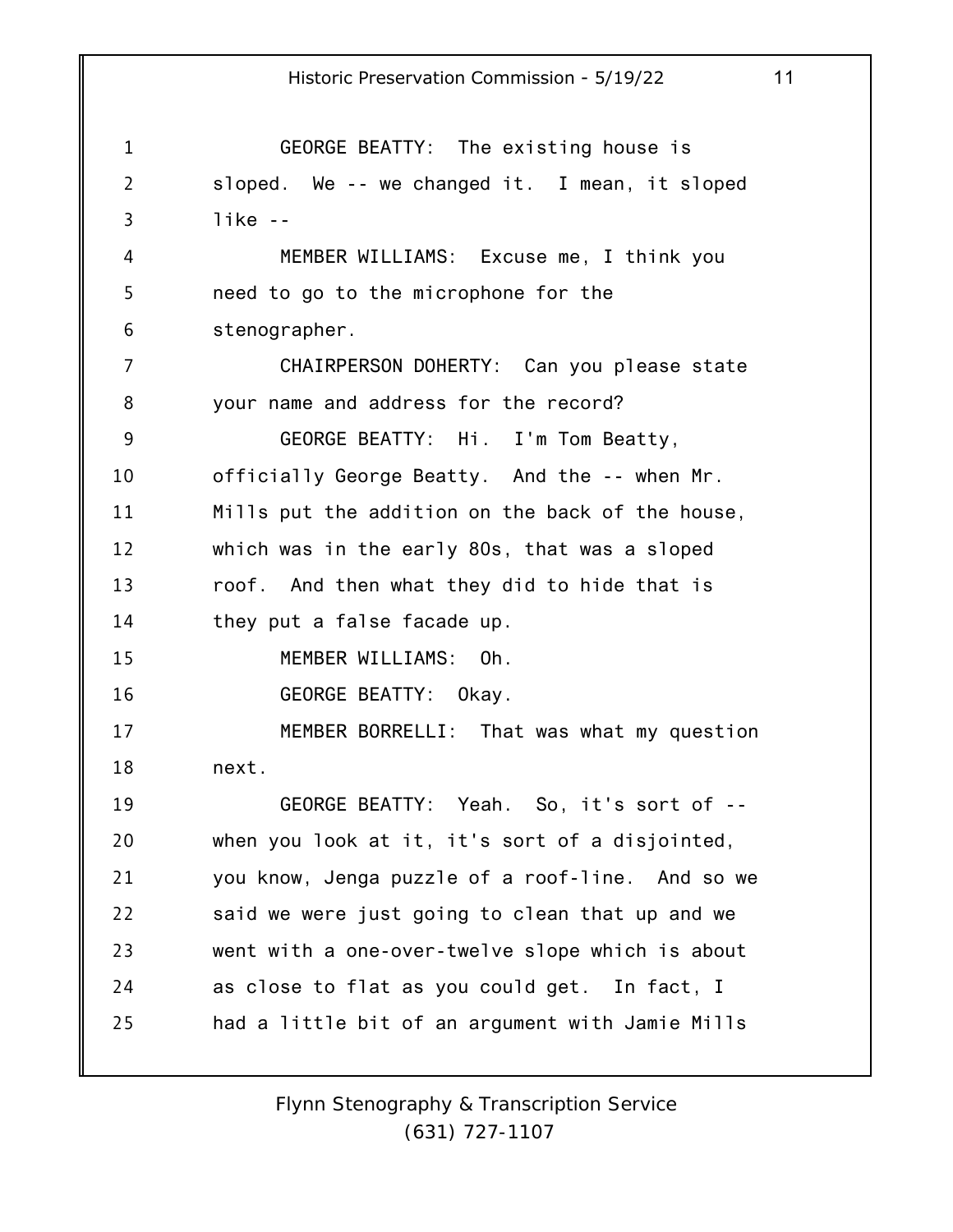GEORGE BEATTY: The existing house is sloped. We -- we changed it. I mean, it sloped like --

MEMBER WILLIAMS: Excuse me, I think you need to go to the microphone for the stenographer.

CHAIRPERSON DOHERTY: Can you please state your name and address for the record?

GEORGE BEATTY: Hi. I'm Tom Beatty, officially George Beatty. And the -- when Mr. Mills put the addition on the back of the house, which was in the early 80s, that was a sloped roof. And then what they did to hide that is they put a false facade up.

MEMBER WILLIAMS: Oh.

GEORGE BEATTY: Okay.

MEMBER BORRELLI: That was what my question next.

GEORGE BEATTY: Yeah. So, it's sort of -- when you look at it, it's sort of a disjointed, you know, Jenga puzzle of a roof-line. And so we said we were just going to clean that up and we went with a one-over-twelve slope which is about as close to flat as you could get. In fact, I had a little bit of an argument with Jamie Mills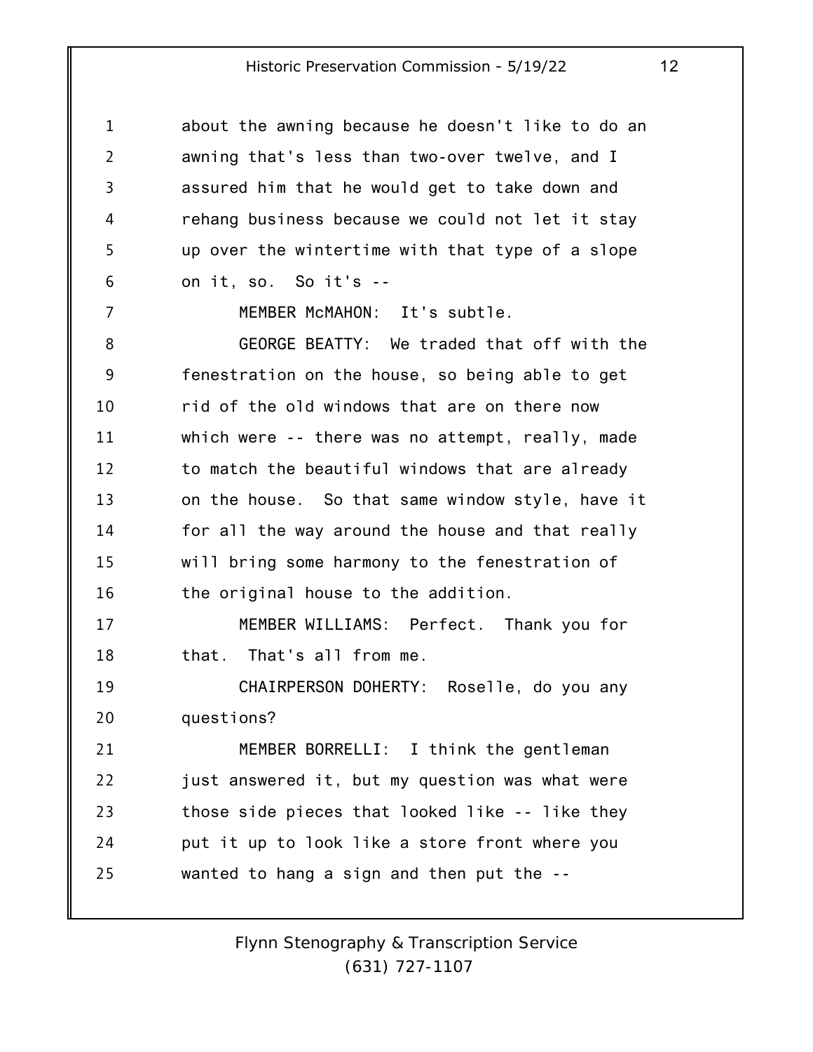about the awning because he doesn't like to do an awning that's less than two-over twelve, and I assured him that he would get to take down and rehang business because we could not let it stay up over the wintertime with that type of a slope on it, so. So it's --

MEMBER McMAHON: It's subtle.

GEORGE BEATTY: We traded that off with the fenestration on the house, so being able to get rid of the old windows that are on there now which were -- there was no attempt, really, made to match the beautiful windows that are already on the house. So that same window style, have it for all the way around the house and that really will bring some harmony to the fenestration of the original house to the addition.

MEMBER WILLIAMS: Perfect. Thank you for that. That's all from me.

CHAIRPERSON DOHERTY: Roselle, do you any questions?

MEMBER BORRELLI: I think the gentleman just answered it, but my question was what were those side pieces that looked like -- like they put it up to look like a store front where you wanted to hang a sign and then put the --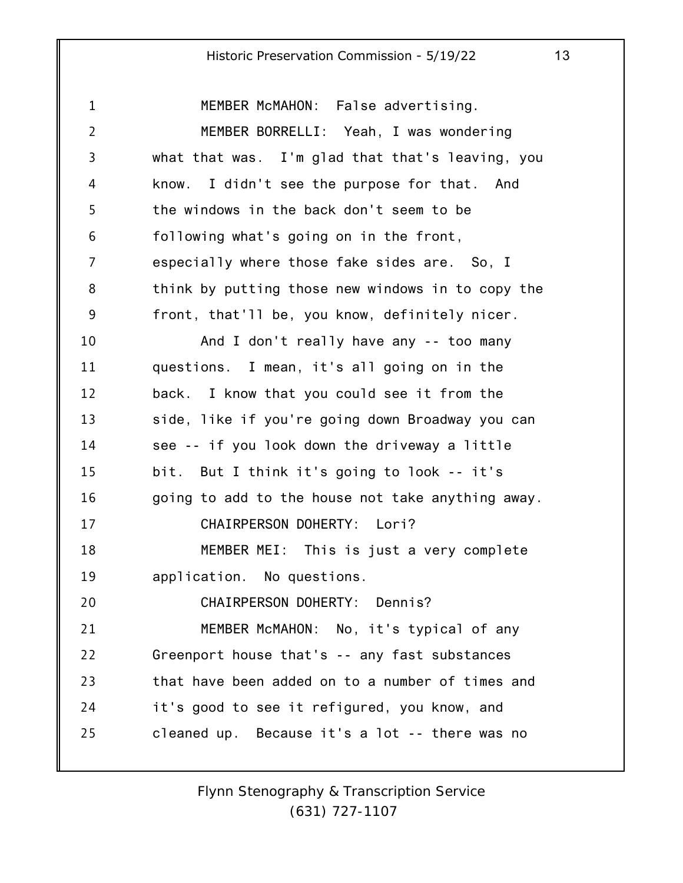MEMBER McMAHON: False advertising.

MEMBER BORRELLI: Yeah, I was wondering what that was. I'm glad that that's leaving, you know. I didn't see the purpose for that. And the windows in the back don't seem to be following what's going on in the front, especially where those fake sides are. So, I think by putting those new windows in to copy the front, that'll be, you know, definitely nicer.

And I don't really have any -- too many questions. I mean, it's all going on in the back. I know that you could see it from the side, like if you're going down Broadway you can see -- if you look down the driveway a little bit. But I think it's going to look -- it's going to add to the house not take anything away.

CHAIRPERSON DOHERTY: Lori?

MEMBER MEI: This is just a very complete application. No questions.

CHAIRPERSON DOHERTY: Dennis?

MEMBER McMAHON: No, it's typical of any Greenport house that's -- any fast substances that have been added on to a number of times and it's good to see it refigured, you know, and cleaned up. Because it's a lot -- there was no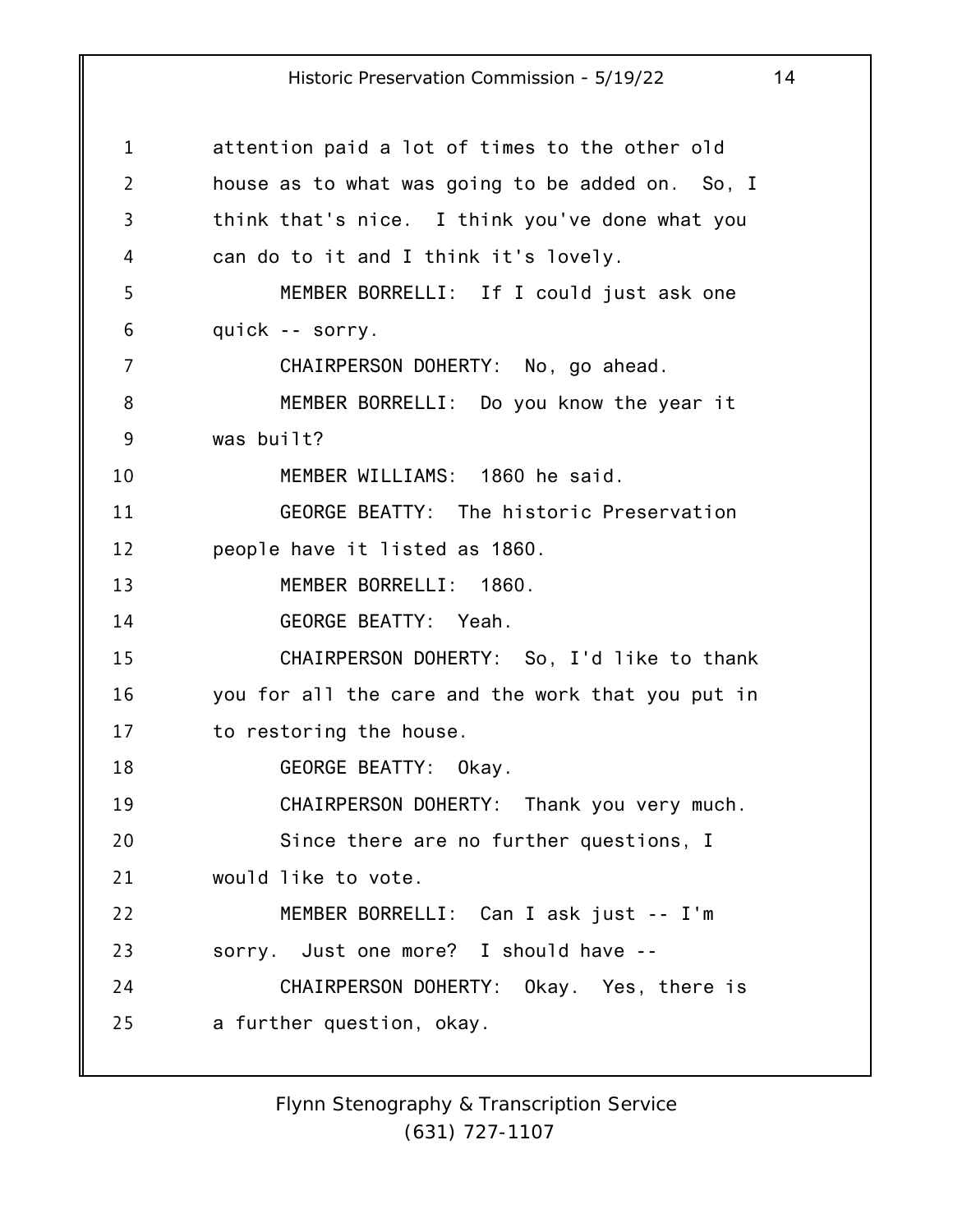attention paid a lot of times to the other old house as to what was going to be added on. So, I think that's nice. I think you've done what you can do to it and I think it's lovely.

MEMBER BORRELLI: If I could just ask one quick -- sorry.

CHAIRPERSON DOHERTY: No, go ahead.

MEMBER BORRELLI: Do you know the year it was built?

MEMBER WILLIAMS: 1860 he said.

GEORGE BEATTY: The historic Preservation people have it listed as 1860.

MEMBER BORRELLI: 1860.

GEORGE BEATTY: Yeah.

CHAIRPERSON DOHERTY: So, I'd like to thank you for all the care and the work that you put in to restoring the house.

GEORGE BEATTY: Okay.

CHAIRPERSON DOHERTY: Thank you very much.

Since there are no further questions, I would like to vote.

MEMBER BORRELLI: Can I ask just -- I'm sorry. Just one more? I should have --

CHAIRPERSON DOHERTY: Okay. Yes, there is a further question, okay.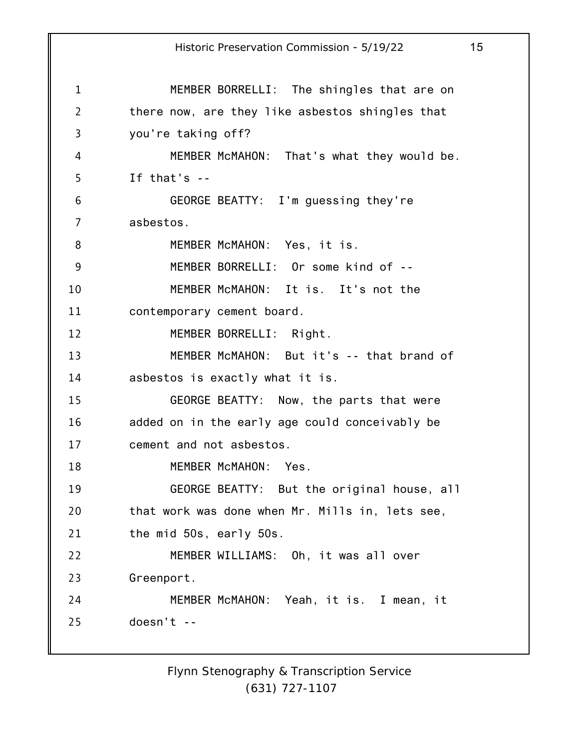MEMBER BORRELLI: The shingles that are on there now, are they like asbestos shingles that you're taking off?

MEMBER McMAHON: That's what they would be. If that's --

GEORGE BEATTY: I'm guessing they're asbestos.

MEMBER McMAHON: Yes, it is.

MEMBER BORRELLI: Or some kind of --

MEMBER McMAHON: It is. It's not the contemporary cement board.

MEMBER BORRELLI: Right.

MEMBER McMAHON: But it's -- that brand of asbestos is exactly what it is.

GEORGE BEATTY: Now, the parts that were added on in the early age could conceivably be cement and not asbestos.

MEMBER McMAHON: Yes.

GEORGE BEATTY: But the original house, all that work was done when Mr. Mills in, lets see, the mid 50s, early 50s.

MEMBER WILLIAMS: Oh, it was all over Greenport.

MEMBER McMAHON: Yeah, it is. I mean, it doesn't --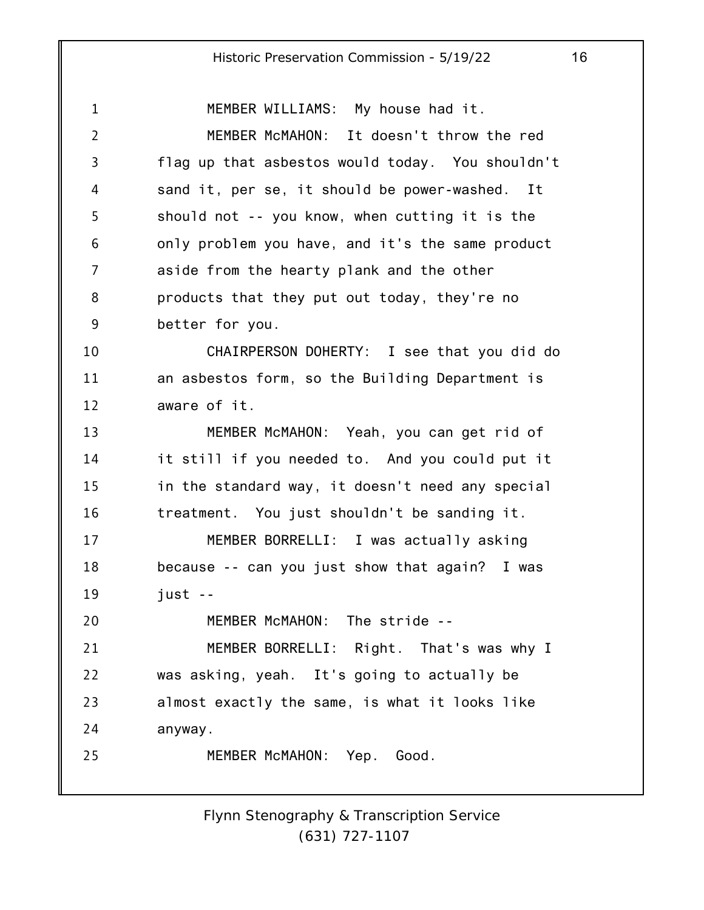MEMBER WILLIAMS: My house had it.

MEMBER McMAHON: It doesn't throw the red flag up that asbestos would today. You shouldn't sand it, per se, it should be power-washed. It should not -- you know, when cutting it is the only problem you have, and it's the same product aside from the hearty plank and the other products that they put out today, they're no better for you.

CHAIRPERSON DOHERTY: I see that you did do an asbestos form, so the Building Department is aware of it.

MEMBER McMAHON: Yeah, you can get rid of it still if you needed to. And you could put it in the standard way, it doesn't need any special treatment. You just shouldn't be sanding it.

MEMBER BORRELLI: I was actually asking because -- can you just show that again? I was just --

MEMBER McMAHON: The stride --

MEMBER BORRELLI: Right. That's was why I was asking, yeah. It's going to actually be almost exactly the same, is what it looks like anyway.

MEMBER McMAHON: Yep. Good.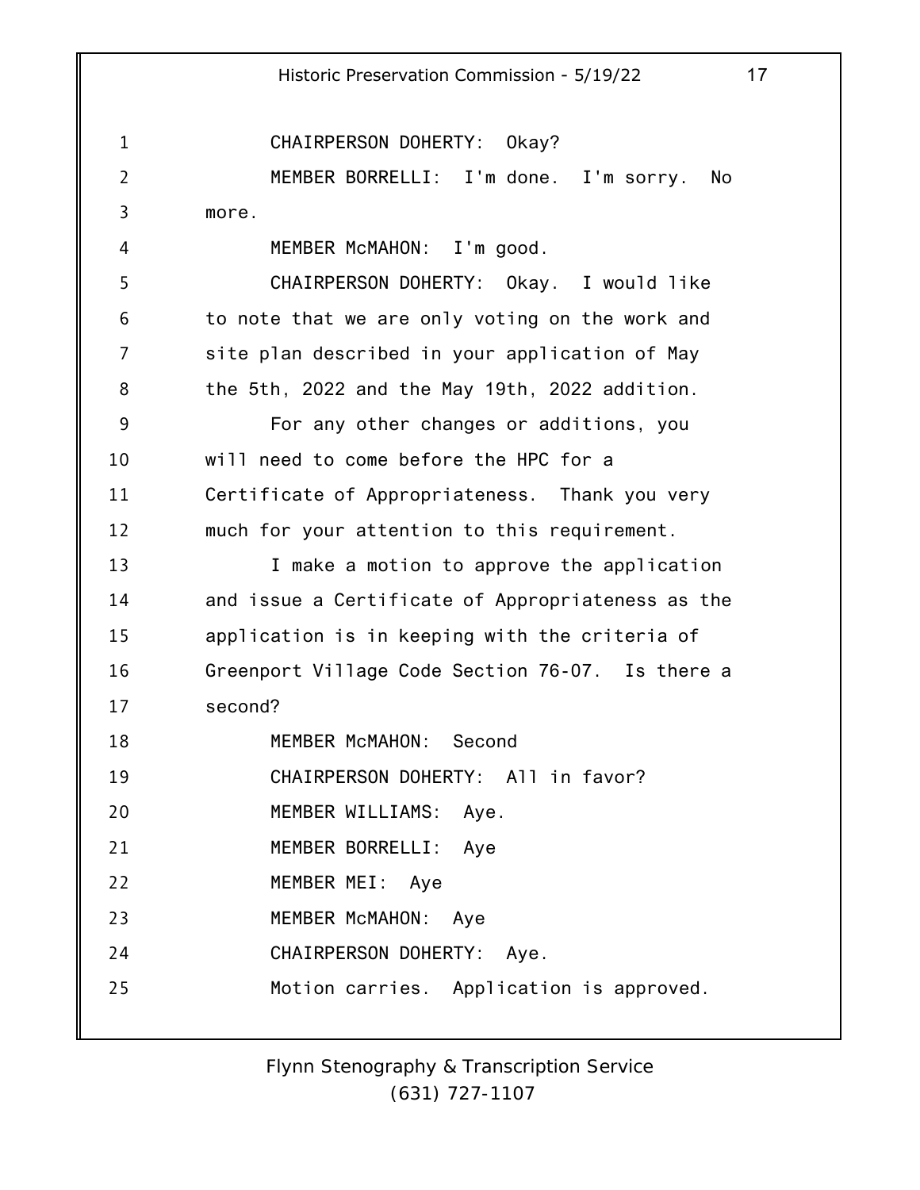CHAIRPERSON DOHERTY: Okay?

MEMBER BORRELLI: I'm done. I'm sorry. No more.

MEMBER McMAHON: I'm good.

CHAIRPERSON DOHERTY: Okay. I would like to note that we are only voting on the work and site plan described in your application of May the 5th, 2022 and the May 19th, 2022 addition.

For any other changes or additions, you will need to come before the HPC for a Certificate of Appropriateness. Thank you very much for your attention to this requirement.

I make a motion to approve the application and issue a Certificate of Appropriateness as the application is in keeping with the criteria of Greenport Village Code Section 76-07. Is there a second?

MEMBER McMAHON: Second

CHAIRPERSON DOHERTY: All in favor?

MEMBER WILLIAMS: Aye.

MEMBER BORRELLI: Aye

MEMBER MEI: Aye

MEMBER McMAHON: Aye

CHAIRPERSON DOHERTY: Aye.

Motion carries. Application is approved.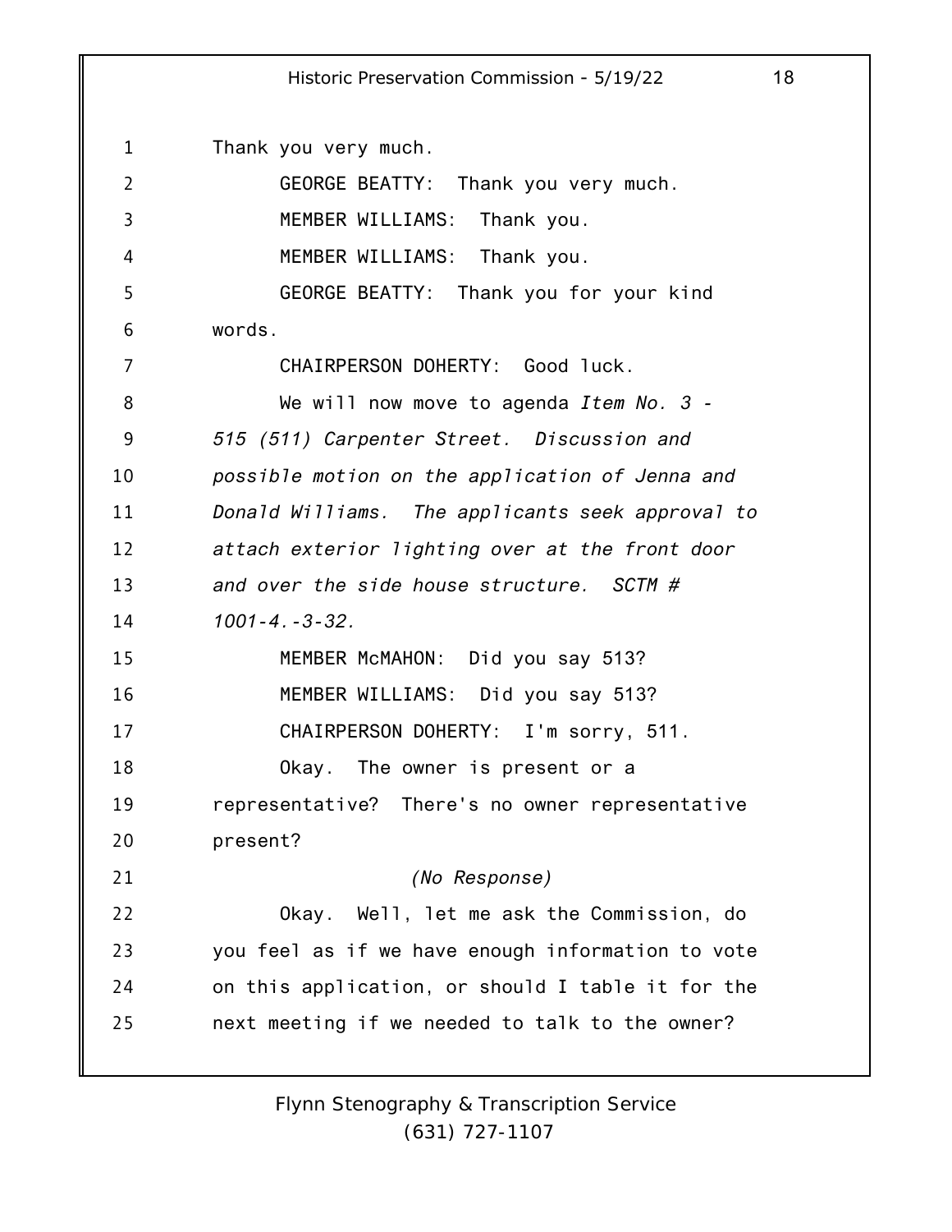Thank you very much.

GEORGE BEATTY: Thank you very much.

MEMBER WILLIAMS: Thank you.

MEMBER WILLIAMS: Thank you.

GEORGE BEATTY: Thank you for your kind words.

CHAIRPERSON DOHERTY: Good luck.

We will now move to agenda *Item No. 3 - 515 (511) Carpenter Street. Discussion and possible motion on the application of Jenna and Donald Williams. The applicants seek approval to attach exterior lighting over at the front door and over the side house structure. SCTM # 1001-4.-3-32.*

MEMBER McMAHON: Did you say 513?

MEMBER WILLIAMS: Did you say 513?

CHAIRPERSON DOHERTY: I'm sorry, 511.

Okay. The owner is present or a representative? There's no owner representative present?

*(No Response)*

Okay. Well, let me ask the Commission, do you feel as if we have enough information to vote on this application, or should I table it for the next meeting if we needed to talk to the owner?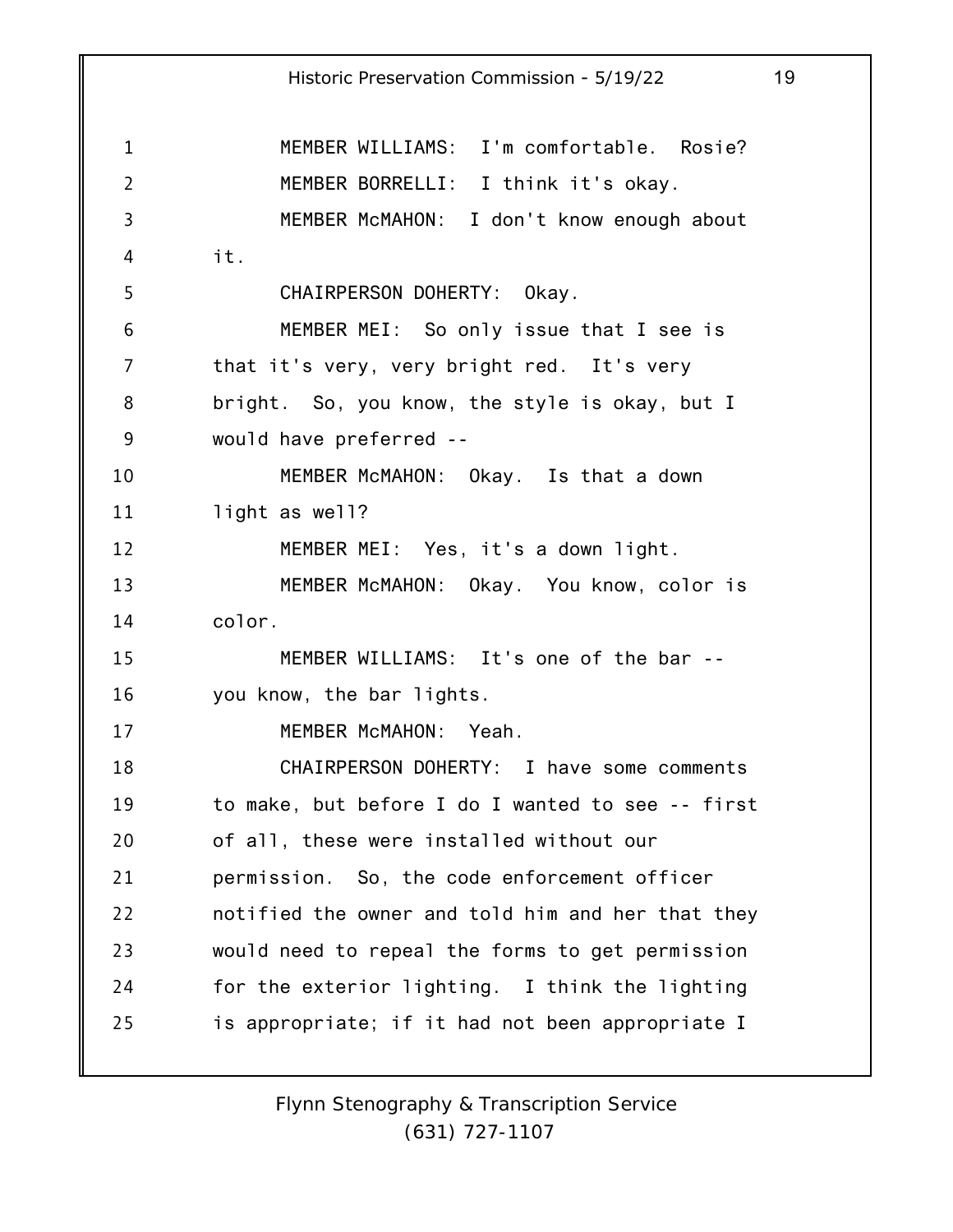MEMBER WILLIAMS: I'm comfortable. Rosie?

MEMBER BORRELLI: I think it's okay.

MEMBER McMAHON: I don't know enough about it.

CHAIRPERSON DOHERTY: Okay.

MEMBER MEI: So only issue that I see is that it's very, very bright red. It's very bright. So, you know, the style is okay, but I would have preferred --

MEMBER McMAHON: Okay. Is that a down light as well?

MEMBER MEI: Yes, it's a down light.

MEMBER McMAHON: Okay. You know, color is color.

MEMBER WILLIAMS: It's one of the bar -- you know, the bar lights.

MEMBER McMAHON: Yeah.

CHAIRPERSON DOHERTY: I have some comments to make, but before I do I wanted to see -- first of all, these were installed without our permission. So, the code enforcement officer notified the owner and told him and her that they would need to repeal the forms to get permission for the exterior lighting. I think the lighting is appropriate; if it had not been appropriate I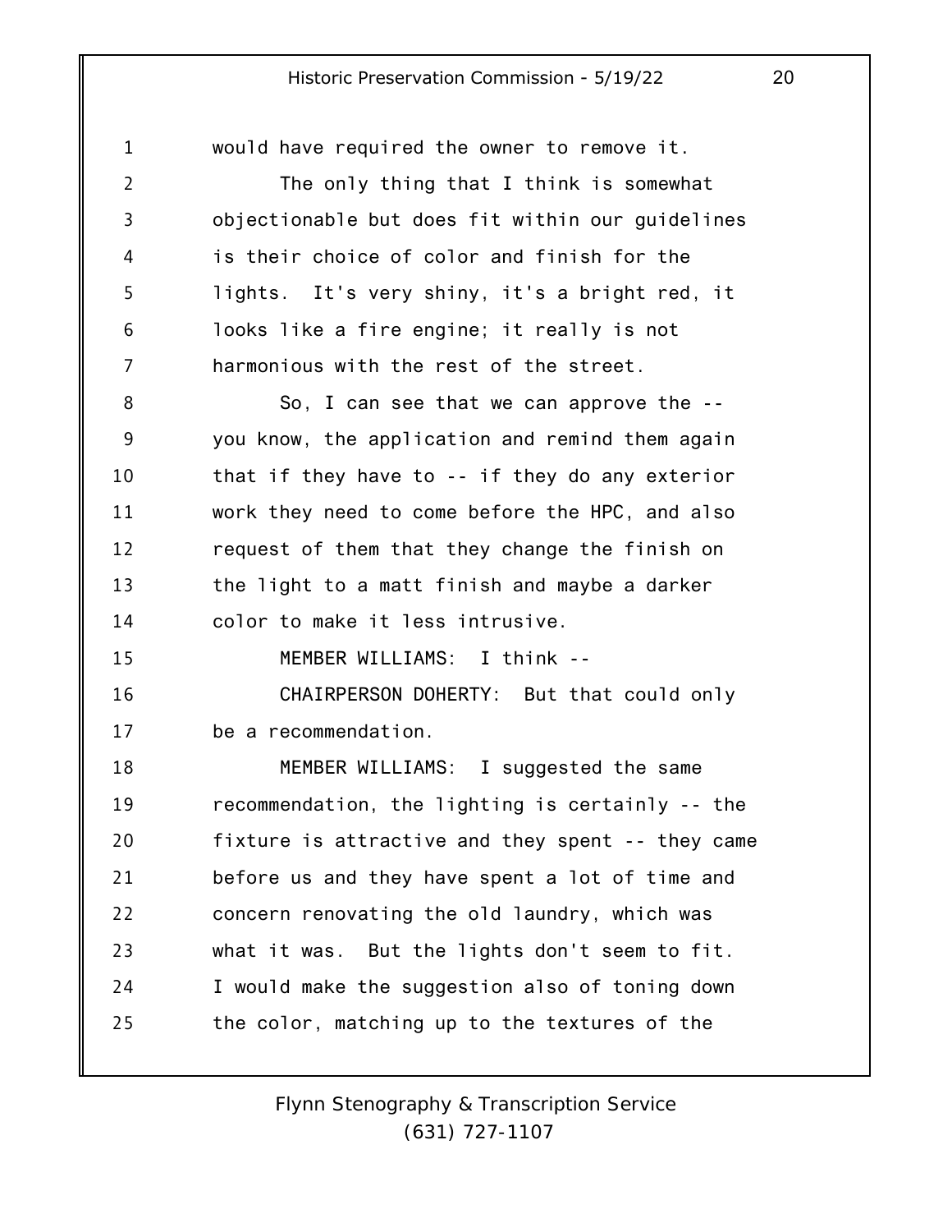would have required the owner to remove it.

The only thing that I think is somewhat objectionable but does fit within our guidelines is their choice of color and finish for the lights. It's very shiny, it's a bright red, it looks like a fire engine; it really is not harmonious with the rest of the street.

So, I can see that we can approve the -- you know, the application and remind them again that if they have to -- if they do any exterior work they need to come before the HPC, and also request of them that they change the finish on the light to a matt finish and maybe a darker color to make it less intrusive.

MEMBER WILLIAMS: I think --

CHAIRPERSON DOHERTY: But that could only be a recommendation.

MEMBER WILLIAMS: I suggested the same recommendation, the lighting is certainly -- the fixture is attractive and they spent -- they came before us and they have spent a lot of time and concern renovating the old laundry, which was what it was. But the lights don't seem to fit. I would make the suggestion also of toning down the color, matching up to the textures of the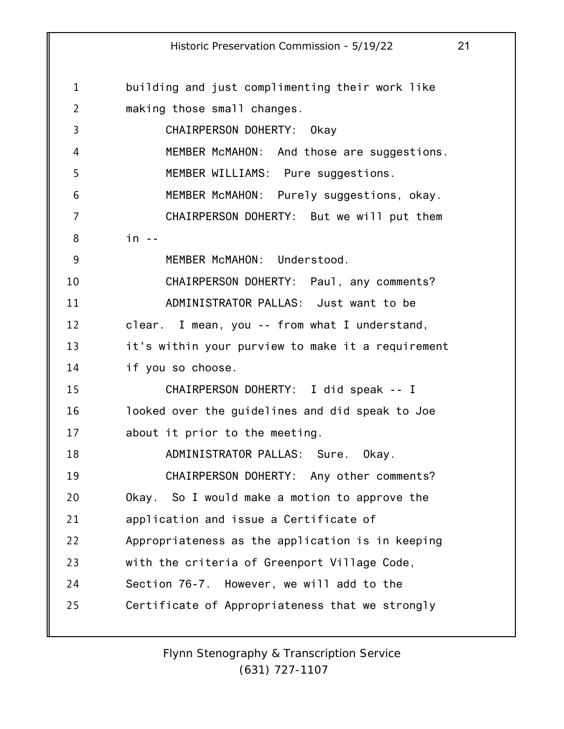building and just complimenting their work like making those small changes.

CHAIRPERSON DOHERTY: Okay

MEMBER McMAHON: And those are suggestions.

MEMBER WILLIAMS: Pure suggestions.

MEMBER McMAHON: Purely suggestions, okay.

CHAIRPERSON DOHERTY: But we will put them in --

MEMBER McMAHON: Understood.

CHAIRPERSON DOHERTY: Paul, any comments?

ADMINISTRATOR PALLAS: Just want to be clear. I mean, you -- from what I understand, it's within your purview to make it a requirement if you so choose.

CHAIRPERSON DOHERTY: I did speak -- I looked over the guidelines and did speak to Joe about it prior to the meeting.

ADMINISTRATOR PALLAS: Sure. Okay.

CHAIRPERSON DOHERTY: Any other comments? Okay. So I would make a motion to approve the application and issue a Certificate of Appropriateness as the application is in keeping with the criteria of Greenport Village Code, Section 76-7. However, we will add to the Certificate of Appropriateness that we strongly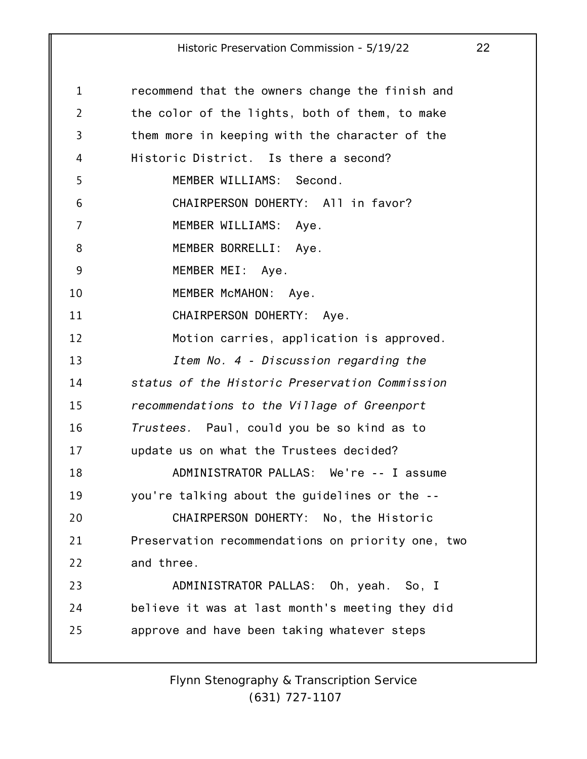recommend that the owners change the finish and the color of the lights, both of them, to make them more in keeping with the character of the Historic District. Is there a second?

MEMBER WILLIAMS: Second.

CHAIRPERSON DOHERTY: All in favor?

MEMBER WILLIAMS: Aye.

MEMBER BORRELLI: Aye.

MEMBER MEI: Aye.

MEMBER McMAHON: Aye.

CHAIRPERSON DOHERTY: Aye.

Motion carries, application is approved.

*Item No. 4 - Discussion regarding the status of the Historic Preservation Commission recommendations to the Village of Greenport Trustees.* Paul, could you be so kind as to update us on what the Trustees decided?

ADMINISTRATOR PALLAS: We're -- I assume you're talking about the guidelines or the --

CHAIRPERSON DOHERTY: No, the Historic Preservation recommendations on priority one, two and three.

ADMINISTRATOR PALLAS: Oh, yeah. So, I believe it was at last month's meeting they did approve and have been taking whatever steps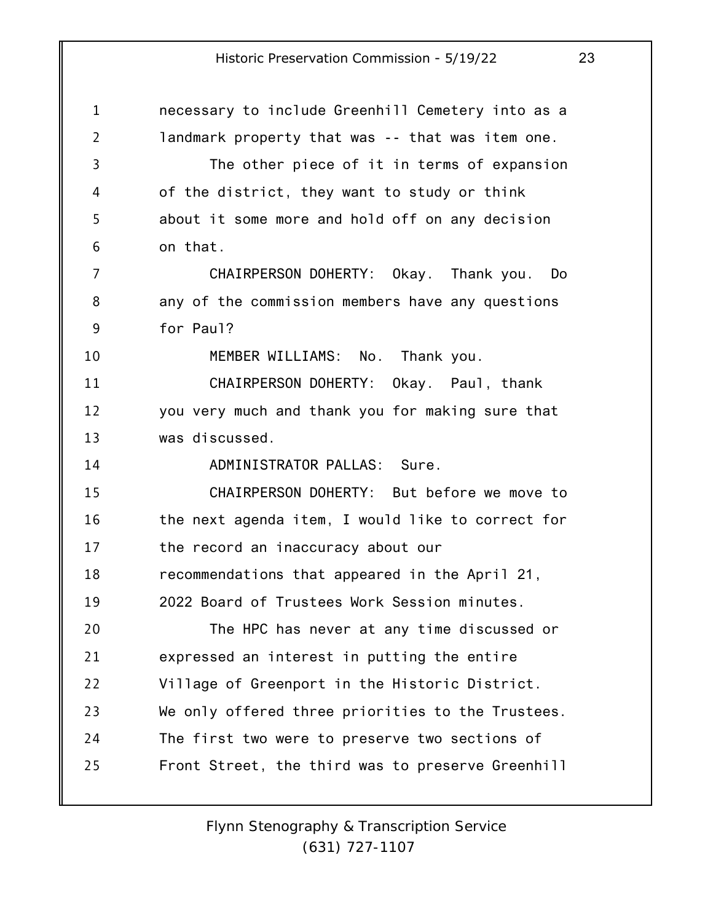necessary to include Greenhill Cemetery into as a landmark property that was -- that was item one.

The other piece of it in terms of expansion of the district, they want to study or think about it some more and hold off on any decision on that.

CHAIRPERSON DOHERTY: Okay. Thank you. Do any of the commission members have any questions for Paul?

MEMBER WILLIAMS: No. Thank you.

CHAIRPERSON DOHERTY: Okay. Paul, thank you very much and thank you for making sure that was discussed.

ADMINISTRATOR PALLAS: Sure.

CHAIRPERSON DOHERTY: But before we move to the next agenda item, I would like to correct for the record an inaccuracy about our recommendations that appeared in the April 21, 2022 Board of Trustees Work Session minutes.

The HPC has never at any time discussed or expressed an interest in putting the entire Village of Greenport in the Historic District. We only offered three priorities to the Trustees. The first two were to preserve two sections of Front Street, the third was to preserve Greenhill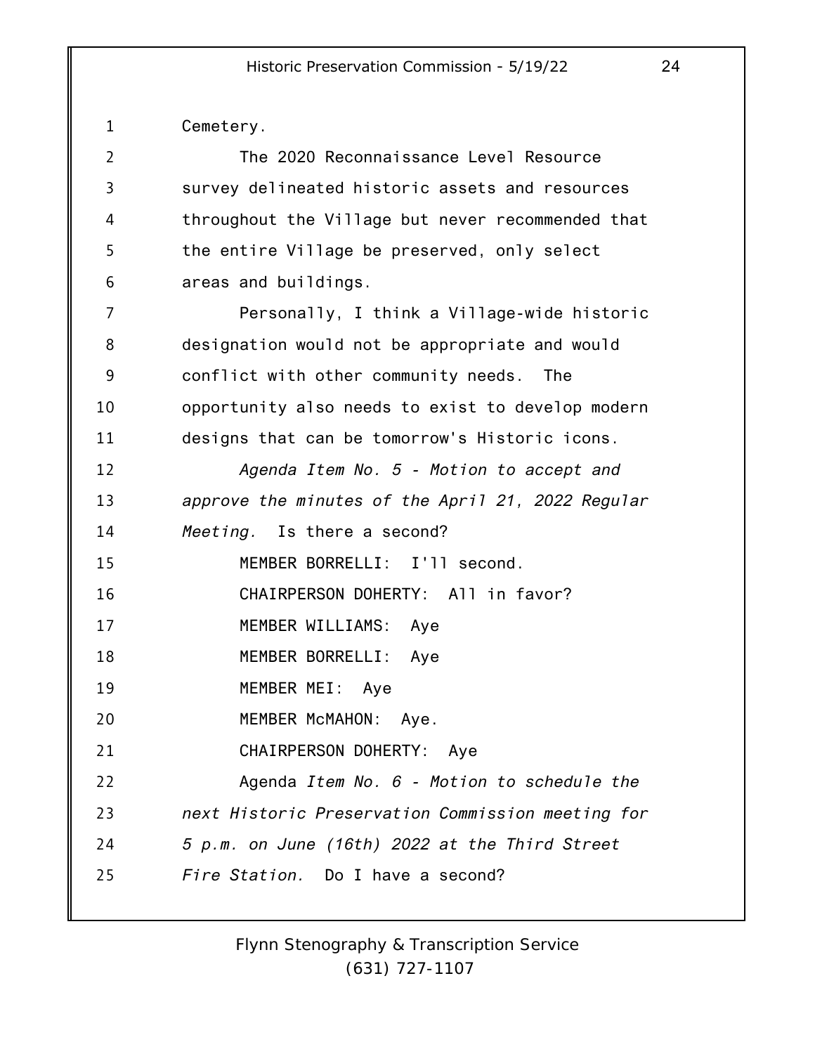Cemetery.

The 2020 Reconnaissance Level Resource survey delineated historic assets and resources throughout the Village but never recommended that the entire Village be preserved, only select areas and buildings.

Personally, I think a Village-wide historic designation would not be appropriate and would conflict with other community needs. The opportunity also needs to exist to develop modern designs that can be tomorrow's Historic icons.

*Agenda Item No. 5 - Motion to accept and approve the minutes of the April 21, 2022 Regular Meeting.* Is there a second?

MEMBER BORRELLI: I'll second.

CHAIRPERSON DOHERTY: All in favor?

MEMBER WILLIAMS: Aye

MEMBER BORRELLI: Aye

MEMBER MEI: Aye

MEMBER McMAHON: Aye.

CHAIRPERSON DOHERTY: Aye

Agenda *Item No. 6 - Motion to schedule the next Historic Preservation Commission meeting for 5 p.m. on June (16th) 2022 at the Third Street Fire Station.* Do I have a second?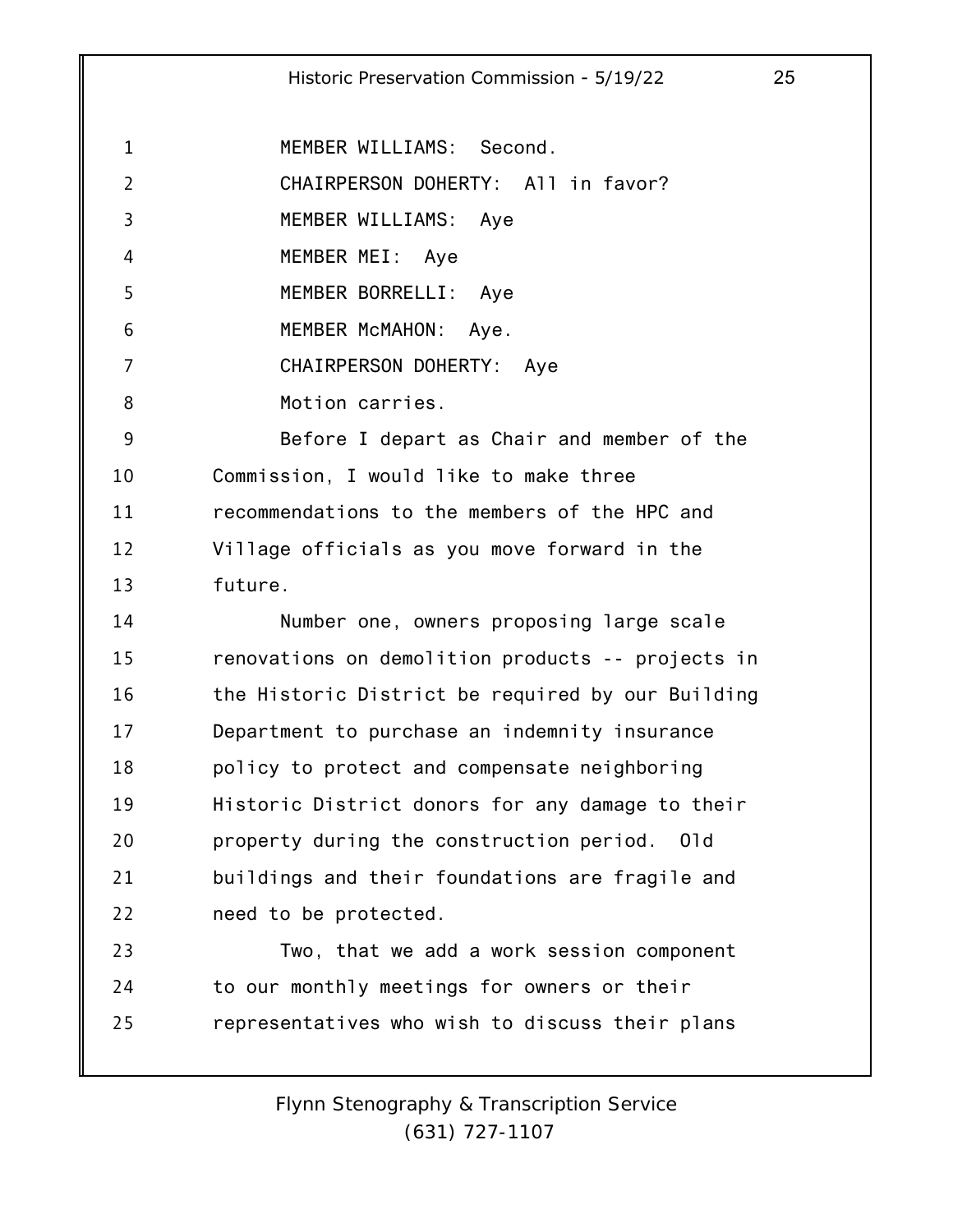MEMBER WILLIAMS: Second.

CHAIRPERSON DOHERTY: All in favor?

MEMBER WILLIAMS: Aye

MEMBER MEI: Aye

MEMBER BORRELLI: Aye

MEMBER McMAHON: Aye.

CHAIRPERSON DOHERTY: Aye

Motion carries.

Before I depart as Chair and member of the Commission, I would like to make three recommendations to the members of the HPC and Village officials as you move forward in the future.

Number one, owners proposing large scale renovations on demolition products -- projects in the Historic District be required by our Building Department to purchase an indemnity insurance policy to protect and compensate neighboring Historic District donors for any damage to their property during the construction period. Old buildings and their foundations are fragile and need to be protected.

Two, that we add a work session component to our monthly meetings for owners or their representatives who wish to discuss their plans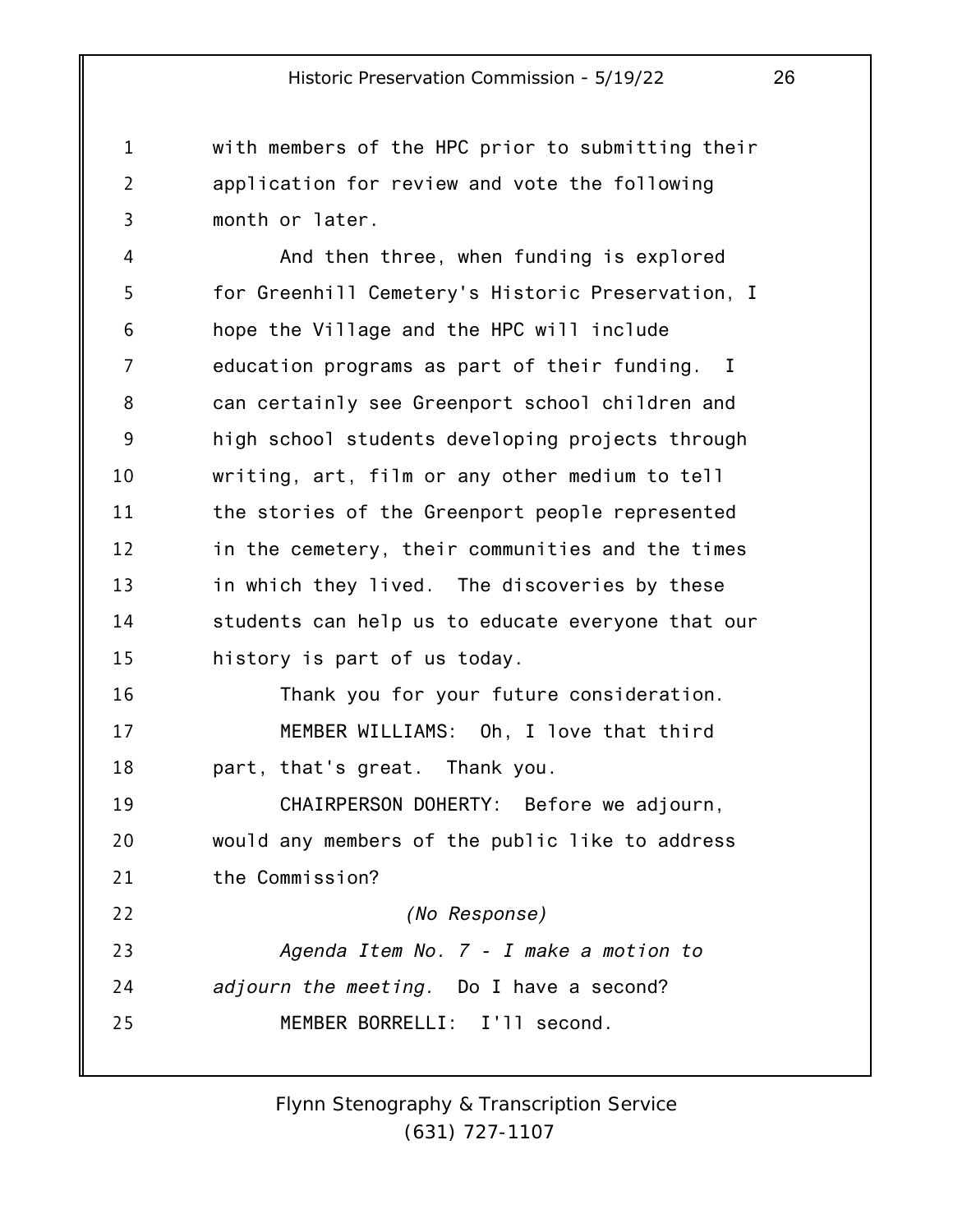with members of the HPC prior to submitting their application for review and vote the following month or later.

And then three, when funding is explored for Greenhill Cemetery's Historic Preservation, I hope the Village and the HPC will include education programs as part of their funding. I can certainly see Greenport school children and high school students developing projects through writing, art, film or any other medium to tell the stories of the Greenport people represented in the cemetery, their communities and the times in which they lived. The discoveries by these students can help us to educate everyone that our history is part of us today.

Thank you for your future consideration.

MEMBER WILLIAMS: Oh, I love that third part, that's great. Thank you.

CHAIRPERSON DOHERTY: Before we adjourn, would any members of the public like to address the Commission?

*(No Response)*

*Agenda Item No. 7 - I make a motion to adjourn the meeting.* Do I have a second?

MEMBER BORRELLI: I'll second.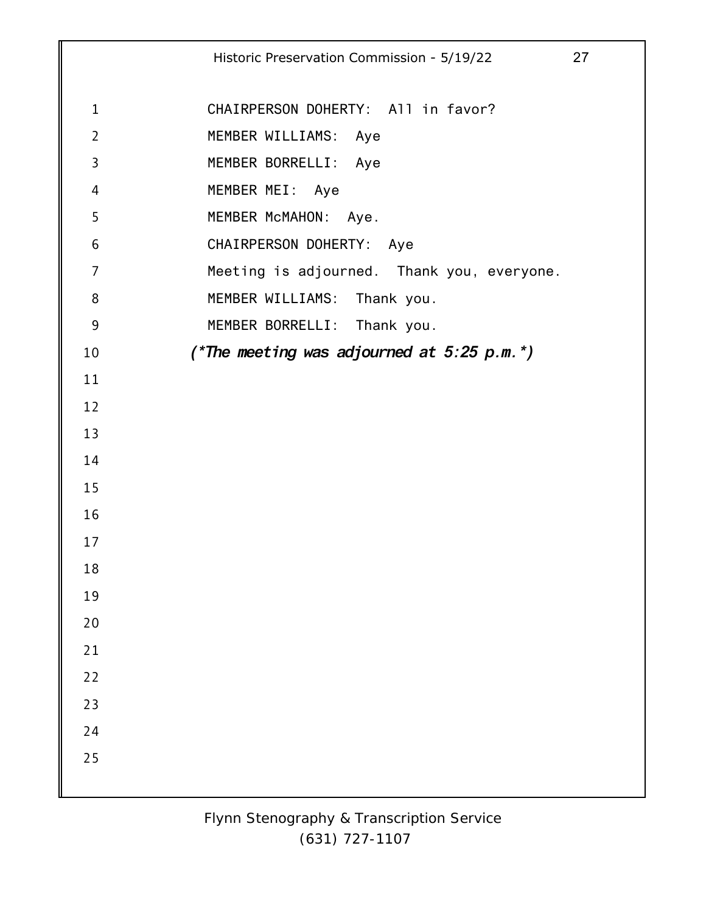CHAIRPERSON DOHERTY: All in favor?

MEMBER WILLIAMS: Aye

MEMBER BORRELLI: Aye

MEMBER MEI: Aye

MEMBER McMAHON: Aye.

CHAIRPERSON DOHERTY: Aye

Meeting is adjourned. Thank you, everyone.

MEMBER WILLIAMS: Thank you.

MEMBER BORRELLI: Thank you.

***(\*The meeting was adjourned at 5:25 p.m.\*)***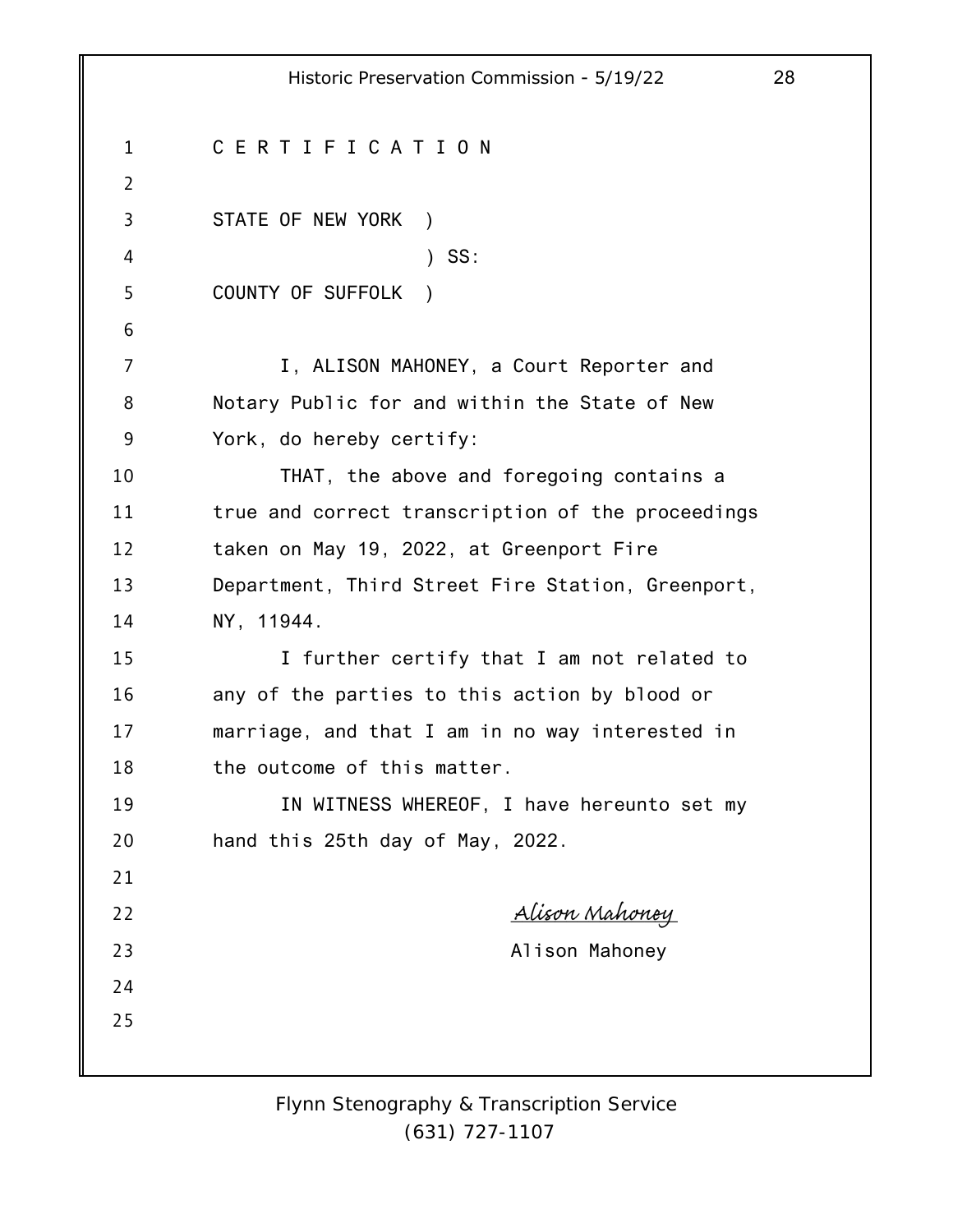# C E R T I F I C A T I O N

STATE OF NEW YORK )
) SS:
COUNTY OF SUFFOLK )

I, ALISON MAHONEY, a Court Reporter and Notary Public for and within the State of New York, do hereby certify:

THAT, the above and foregoing contains a true and correct transcription of the proceedings taken on May 19, 2022, at Greenport Fire Department, Third Street Fire Station, Greenport, NY, 11944.

I further certify that I am not related to any of the parties to this action by blood or marriage, and that I am in no way interested in the outcome of this matter.

IN WITNESS WHEREOF, I have hereunto set my hand this 25th day of May, 2022.

*Alison Mahoney*

Alison Mahoney

Flynn Stenography & Transcription Service
(631) 727-1107